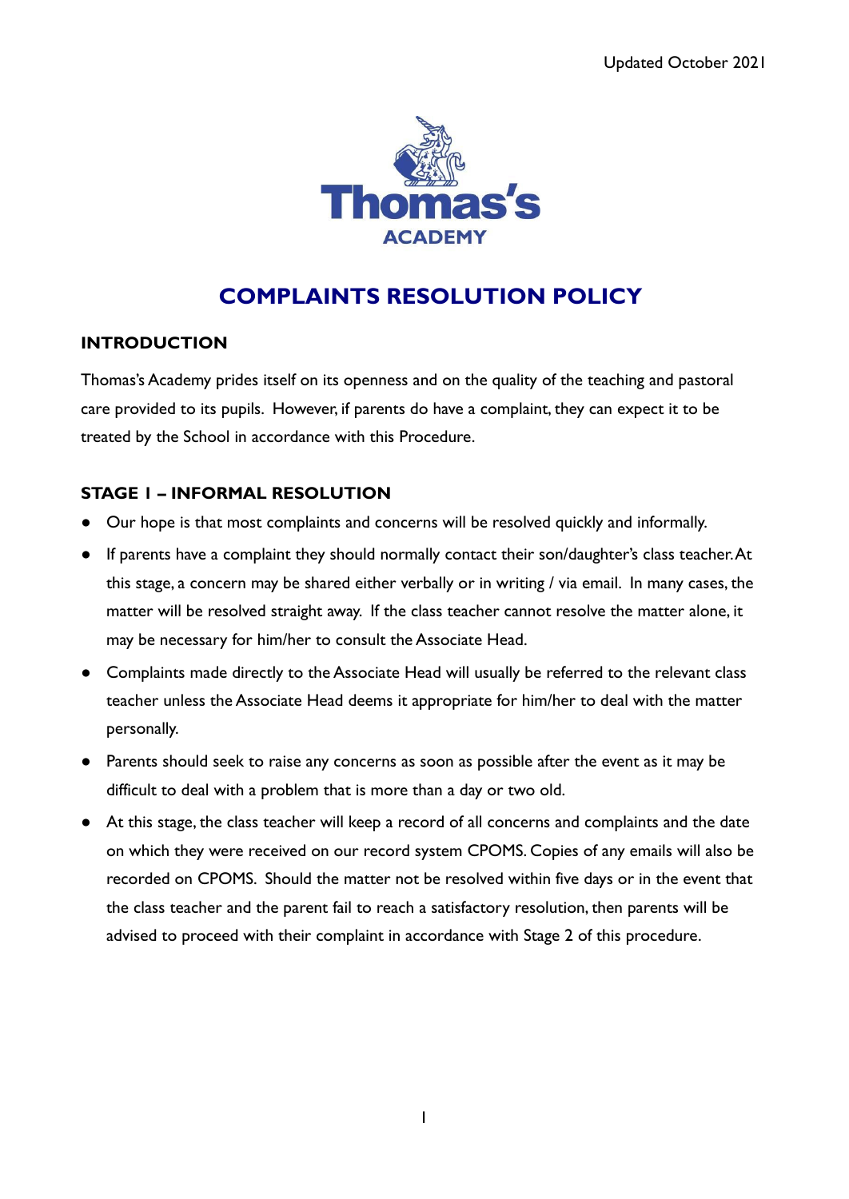Updated October 2021

Thomas's ACADEMY

# COMPLAINTS RESOLUTION POLICY

## INTRODUCTION

Thomas's Academy prides itself on its openness and on the quality of the teaching and pastoral care provided to its pupils. However, if parents do have a complaint, they can expect it to be treated by the School in accordance with this Procedure.

## STAGE 1 – INFORMAL RESOLUTION

- Our hope is that most complaints and concerns will be resolved quickly and informally.
- If parents have a complaint they should normally contact their son/daughter's class teacher. At this stage, a concern may be shared either verbally or in writing / via email. In many cases, the matter will be resolved straight away. If the class teacher cannot resolve the matter alone, it may be necessary for him/her to consult the Associate Head.
- Complaints made directly to the Associate Head will usually be referred to the relevant class teacher unless the Associate Head deems it appropriate for him/her to deal with the matter personally.
- Parents should seek to raise any concerns as soon as possible after the event as it may be difficult to deal with a problem that is more than a day or two old.
- At this stage, the class teacher will keep a record of all concerns and complaints and the date on which they were received on our record system CPOMS. Copies of any emails will also be recorded on CPOMS. Should the matter not be resolved within five days or in the event that the class teacher and the parent fail to reach a satisfactory resolution, then parents will be advised to proceed with their complaint in accordance with Stage 2 of this procedure.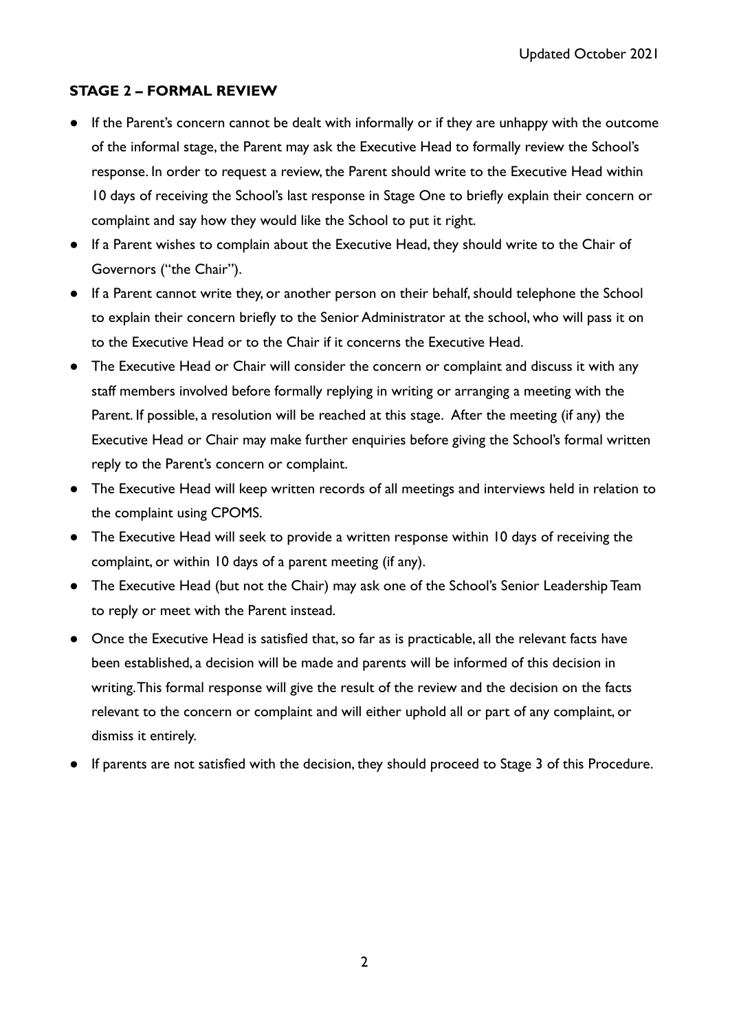**STAGE 2 – FORMAL REVIEW**

- If the Parent's concern cannot be dealt with informally or if they are unhappy with the outcome of the informal stage, the Parent may ask the Executive Head to formally review the School's response. In order to request a review, the Parent should write to the Executive Head within 10 days of receiving the School's last response in Stage One to briefly explain their concern or complaint and say how they would like the School to put it right.
- If a Parent wishes to complain about the Executive Head, they should write to the Chair of Governors ("the Chair").
- If a Parent cannot write they, or another person on their behalf, should telephone the School to explain their concern briefly to the Senior Administrator at the school, who will pass it on to the Executive Head or to the Chair if it concerns the Executive Head.
- The Executive Head or Chair will consider the concern or complaint and discuss it with any staff members involved before formally replying in writing or arranging a meeting with the Parent. If possible, a resolution will be reached at this stage. After the meeting (if any) the Executive Head or Chair may make further enquiries before giving the School's formal written reply to the Parent's concern or complaint.
- The Executive Head will keep written records of all meetings and interviews held in relation to the complaint using CPOMS.
- The Executive Head will seek to provide a written response within 10 days of receiving the complaint, or within 10 days of a parent meeting (if any).
- The Executive Head (but not the Chair) may ask one of the School's Senior Leadership Team to reply or meet with the Parent instead.
- Once the Executive Head is satisfied that, so far as is practicable, all the relevant facts have been established, a decision will be made and parents will be informed of this decision in writing. This formal response will give the result of the review and the decision on the facts relevant to the concern or complaint and will either uphold all or part of any complaint, or dismiss it entirely.
- If parents are not satisfied with the decision, they should proceed to Stage 3 of this Procedure.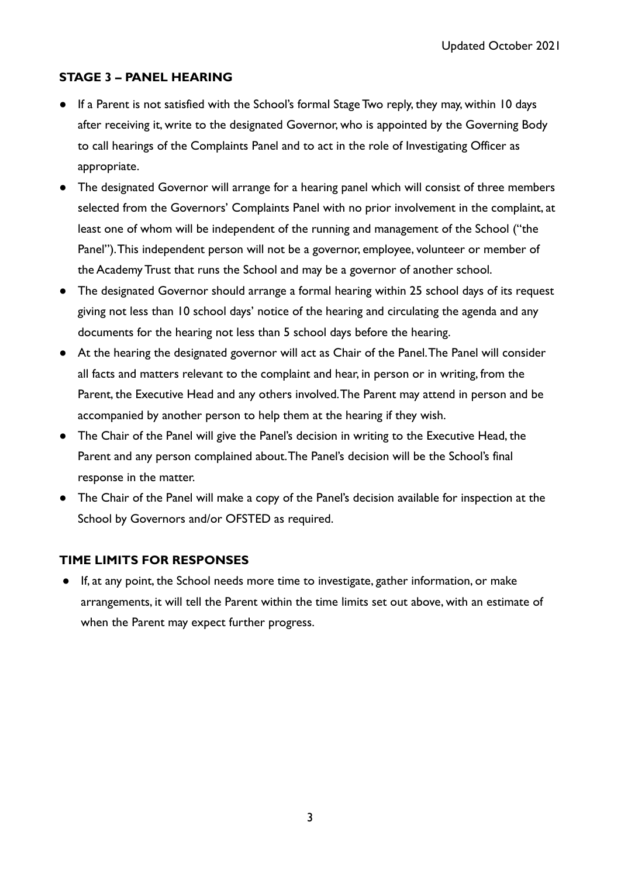### STAGE 3 – PANEL HEARING

- If a Parent is not satisfied with the School's formal Stage Two reply, they may, within 10 days after receiving it, write to the designated Governor, who is appointed by the Governing Body to call hearings of the Complaints Panel and to act in the role of Investigating Officer as appropriate.
- The designated Governor will arrange for a hearing panel which will consist of three members selected from the Governors' Complaints Panel with no prior involvement in the complaint, at least one of whom will be independent of the running and management of the School ("the Panel"). This independent person will not be a governor, employee, volunteer or member of the Academy Trust that runs the School and may be a governor of another school.
- The designated Governor should arrange a formal hearing within 25 school days of its request giving not less than 10 school days' notice of the hearing and circulating the agenda and any documents for the hearing not less than 5 school days before the hearing.
- At the hearing the designated governor will act as Chair of the Panel. The Panel will consider all facts and matters relevant to the complaint and hear, in person or in writing, from the Parent, the Executive Head and any others involved. The Parent may attend in person and be accompanied by another person to help them at the hearing if they wish.
- The Chair of the Panel will give the Panel's decision in writing to the Executive Head, the Parent and any person complained about. The Panel's decision will be the School's final response in the matter.
- The Chair of the Panel will make a copy of the Panel's decision available for inspection at the School by Governors and/or OFSTED as required.

### TIME LIMITS FOR RESPONSES

- If, at any point, the School needs more time to investigate, gather information, or make arrangements, it will tell the Parent within the time limits set out above, with an estimate of when the Parent may expect further progress.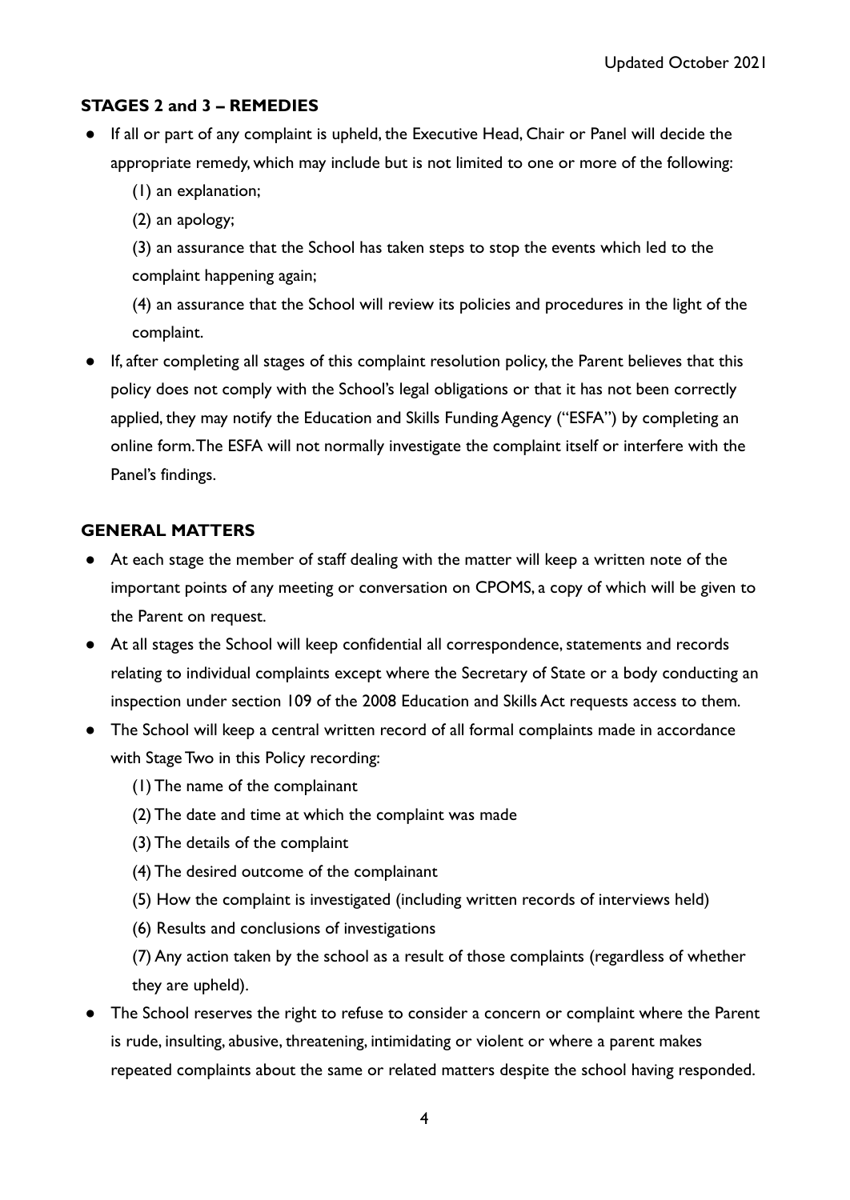### STAGES 2 and 3 – REMEDIES

- If all or part of any complaint is upheld, the Executive Head, Chair or Panel will decide the appropriate remedy, which may include but is not limited to one or more of the following:

  (1) an explanation;

  (2) an apology;

  (3) an assurance that the School has taken steps to stop the events which led to the complaint happening again;

  (4) an assurance that the School will review its policies and procedures in the light of the complaint.

- If, after completing all stages of this complaint resolution policy, the Parent believes that this policy does not comply with the School's legal obligations or that it has not been correctly applied, they may notify the Education and Skills Funding Agency ("ESFA") by completing an online form. The ESFA will not normally investigate the complaint itself or interfere with the Panel's findings.

### GENERAL MATTERS

- At each stage the member of staff dealing with the matter will keep a written note of the important points of any meeting or conversation on CPOMS, a copy of which will be given to the Parent on request.
- At all stages the School will keep confidential all correspondence, statements and records relating to individual complaints except where the Secretary of State or a body conducting an inspection under section 109 of the 2008 Education and Skills Act requests access to them.
- The School will keep a central written record of all formal complaints made in accordance with Stage Two in this Policy recording:

  (1) The name of the complainant

  (2) The date and time at which the complaint was made

  (3) The details of the complaint

  (4) The desired outcome of the complainant

  (5) How the complaint is investigated (including written records of interviews held)

  (6) Results and conclusions of investigations

  (7) Any action taken by the school as a result of those complaints (regardless of whether they are upheld).

- The School reserves the right to refuse to consider a concern or complaint where the Parent is rude, insulting, abusive, threatening, intimidating or violent or where a parent makes repeated complaints about the same or related matters despite the school having responded.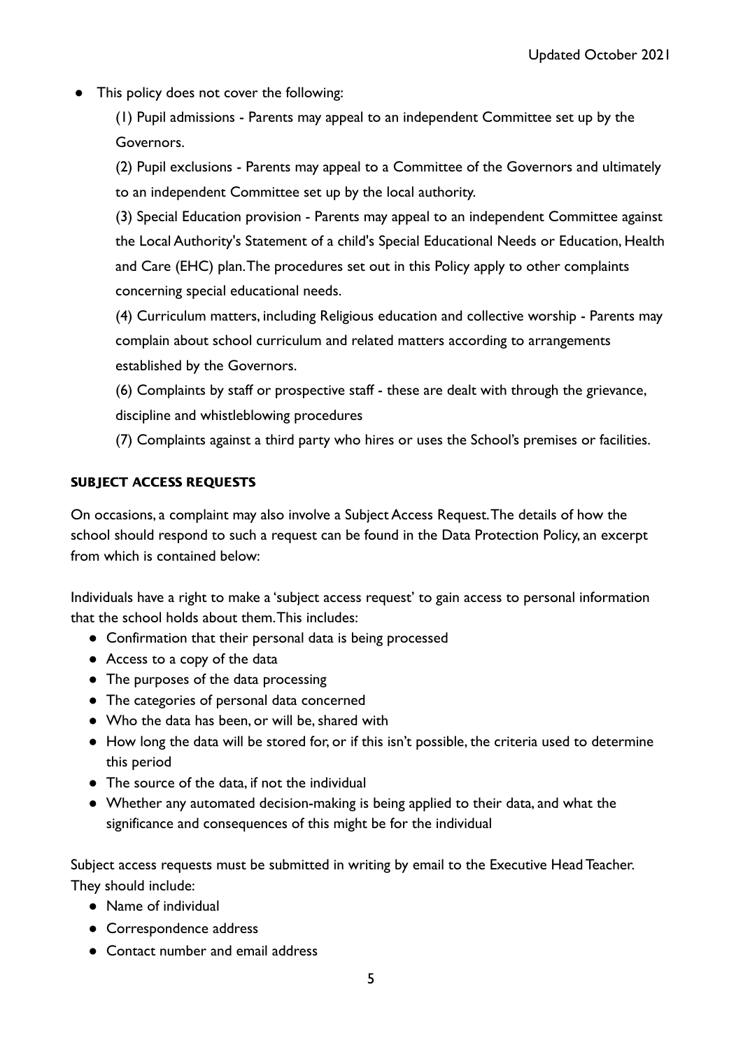- This policy does not cover the following:

  (1) Pupil admissions - Parents may appeal to an independent Committee set up by the Governors.

  (2) Pupil exclusions - Parents may appeal to a Committee of the Governors and ultimately to an independent Committee set up by the local authority.

  (3) Special Education provision - Parents may appeal to an independent Committee against the Local Authority's Statement of a child's Special Educational Needs or Education, Health and Care (EHC) plan. The procedures set out in this Policy apply to other complaints concerning special educational needs.

  (4) Curriculum matters, including Religious education and collective worship - Parents may complain about school curriculum and related matters according to arrangements established by the Governors.

  (6) Complaints by staff or prospective staff - these are dealt with through the grievance, discipline and whistleblowing procedures

  (7) Complaints against a third party who hires or uses the School's premises or facilities.

## SUBJECT ACCESS REQUESTS

On occasions, a complaint may also involve a Subject Access Request. The details of how the school should respond to such a request can be found in the Data Protection Policy, an excerpt from which is contained below:

Individuals have a right to make a 'subject access request' to gain access to personal information that the school holds about them. This includes:

- Confirmation that their personal data is being processed
- Access to a copy of the data
- The purposes of the data processing
- The categories of personal data concerned
- Who the data has been, or will be, shared with
- How long the data will be stored for, or if this isn't possible, the criteria used to determine this period
- The source of the data, if not the individual
- Whether any automated decision-making is being applied to their data, and what the significance and consequences of this might be for the individual

Subject access requests must be submitted in writing by email to the Executive Head Teacher. They should include:

- Name of individual
- Correspondence address
- Contact number and email address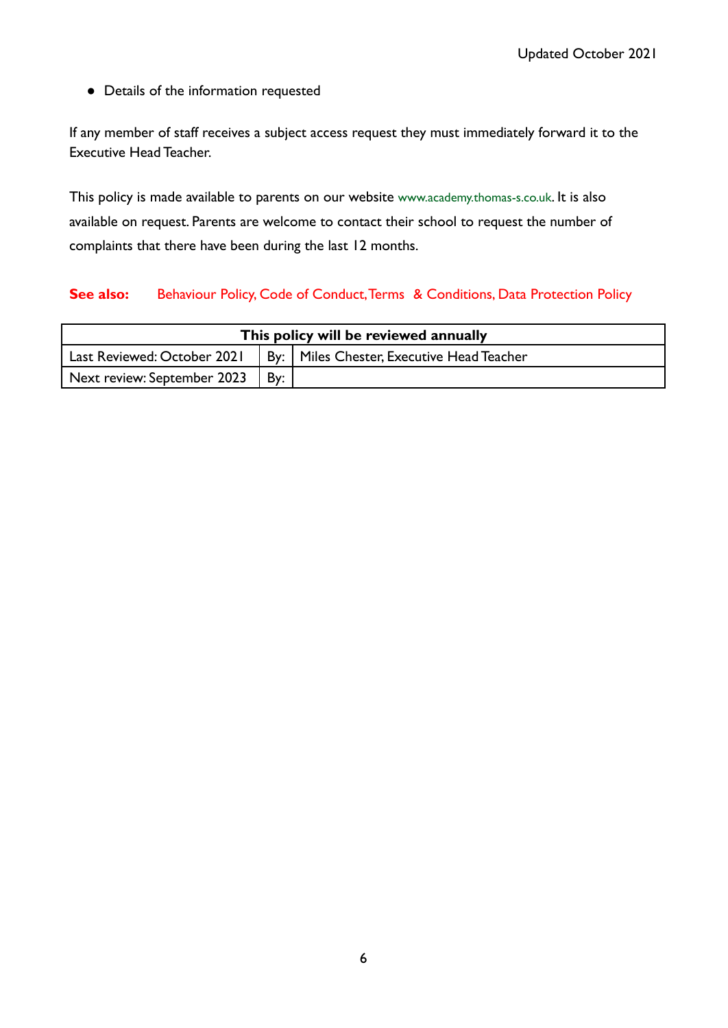- Details of the information requested

If any member of staff receives a subject access request they must immediately forward it to the Executive Head Teacher.

This policy is made available to parents on our website www.academy.thomas-s.co.uk. It is also available on request. Parents are welcome to contact their school to request the number of complaints that there have been during the last 12 months.

**See also:** Behaviour Policy, Code of Conduct, Terms & Conditions, Data Protection Policy

| **This policy will be reviewed annually** | | |
|---|---|---|
| Last Reviewed: October 2021 | By: | Miles Chester, Executive Head Teacher |
| Next review: September 2023 | By: | |